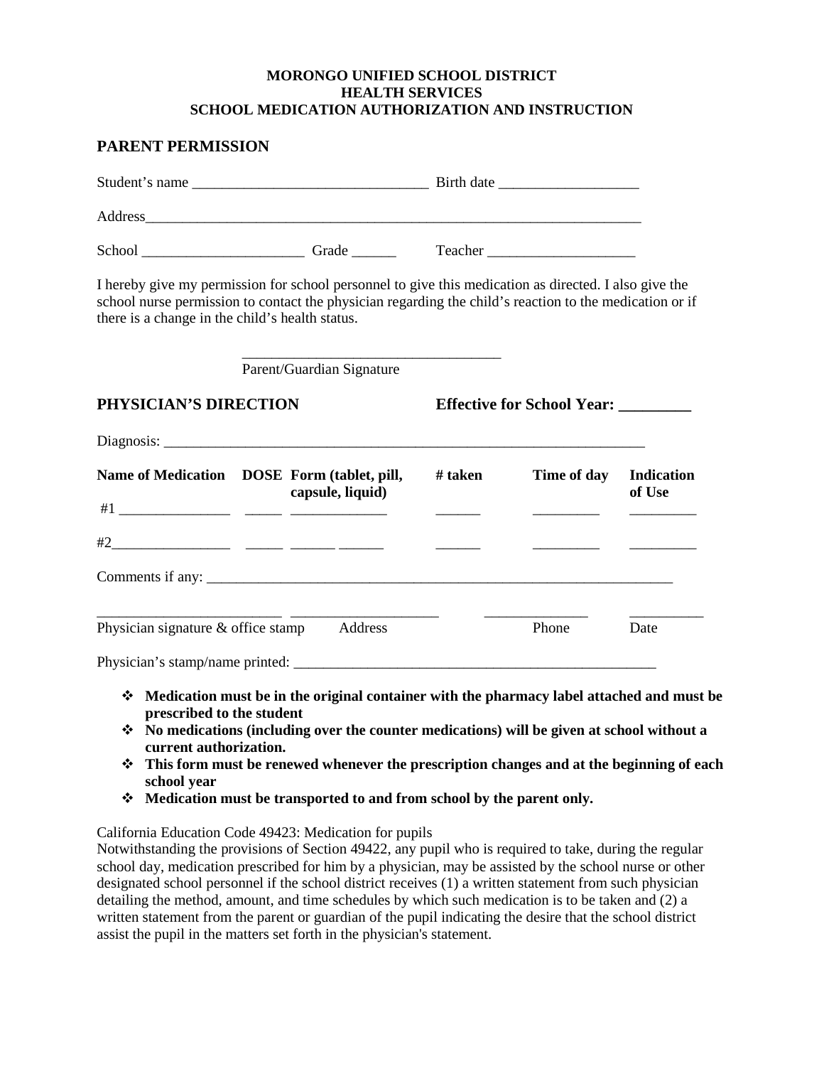**MORONGO UNIFIED SCHOOL DISTRICT**
**HEALTH SERVICES**
**SCHOOL MEDICATION AUTHORIZATION AND INSTRUCTION**

## PARENT PERMISSION

Student's name ________________________________ Birth date ___________________

Address______________________________________________________________________

School ______________________ Grade ______ Teacher ____________________

I hereby give my permission for school personnel to give this medication as directed. I also give the school nurse permission to contact the physician regarding the child's reaction to the medication or if there is a change in the child's health status.

___________________________________
Parent/Guardian Signature

## PHYSICIAN'S DIRECTION

**Effective for School Year: _________**

Diagnosis: __________________________________________________________________

| Name of Medication | DOSE | Form (tablet, pill, capsule, liquid) | # taken | Time of day | Indication of Use |
|---|---|---|---|---|---|
| #1 _______________ | _____ | _____________ | ______ | _________ | _________ |
| #2________________ | _____ | ______ ______ | ______ | _________ | _________ |

Comments if any: ________________________________________________________________

_________________________ ____________________ ______________ __________
Physician signature & office stamp Address Phone Date

Physician's stamp/name printed: ___________________________________________________

- **Medication must be in the original container with the pharmacy label attached and must be prescribed to the student**
- **No medications (including over the counter medications) will be given at school without a current authorization.**
- **This form must be renewed whenever the prescription changes and at the beginning of each school year**
- **Medication must be transported to and from school by the parent only.**

California Education Code 49423: Medication for pupils
Notwithstanding the provisions of Section 49422, any pupil who is required to take, during the regular school day, medication prescribed for him by a physician, may be assisted by the school nurse or other designated school personnel if the school district receives (1) a written statement from such physician detailing the method, amount, and time schedules by which such medication is to be taken and (2) a written statement from the parent or guardian of the pupil indicating the desire that the school district assist the pupil in the matters set forth in the physician's statement.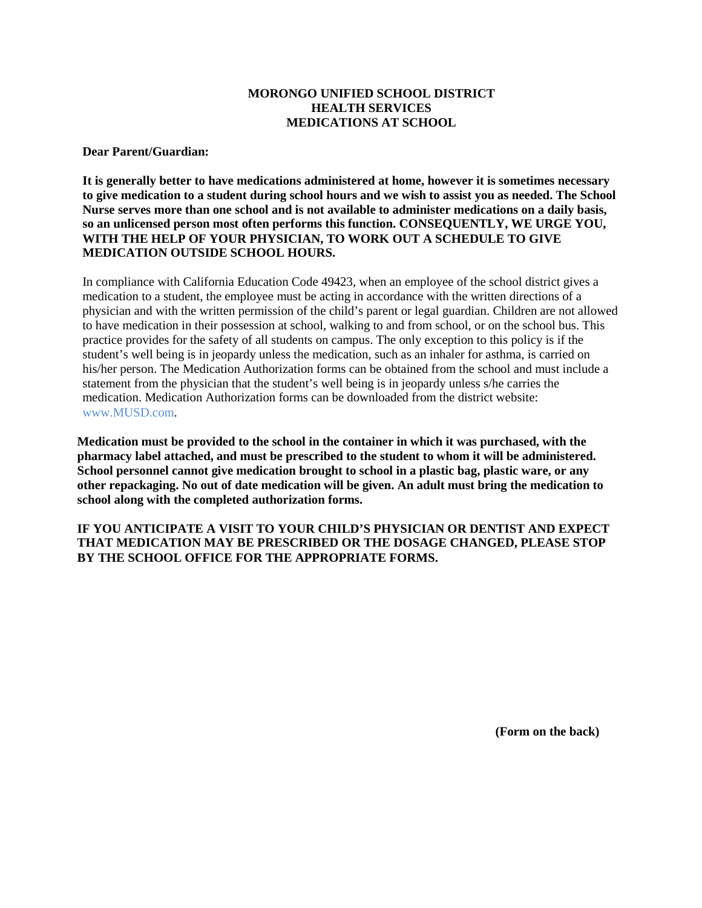**MORONGO UNIFIED SCHOOL DISTRICT**
**HEALTH SERVICES**
**MEDICATIONS AT SCHOOL**

**Dear Parent/Guardian:**

**It is generally better to have medications administered at home, however it is sometimes necessary to give medication to a student during school hours and we wish to assist you as needed. The School Nurse serves more than one school and is not available to administer medications on a daily basis, so an unlicensed person most often performs this function. CONSEQUENTLY, WE URGE YOU, WITH THE HELP OF YOUR PHYSICIAN, TO WORK OUT A SCHEDULE TO GIVE MEDICATION OUTSIDE SCHOOL HOURS.**

In compliance with California Education Code 49423, when an employee of the school district gives a medication to a student, the employee must be acting in accordance with the written directions of a physician and with the written permission of the child's parent or legal guardian. Children are not allowed to have medication in their possession at school, walking to and from school, or on the school bus. This practice provides for the safety of all students on campus. The only exception to this policy is if the student's well being is in jeopardy unless the medication, such as an inhaler for asthma, is carried on his/her person. The Medication Authorization forms can be obtained from the school and must include a statement from the physician that the student's well being is in jeopardy unless s/he carries the medication. Medication Authorization forms can be downloaded from the district website: www.MUSD.com.

**Medication must be provided to the school in the container in which it was purchased, with the pharmacy label attached, and must be prescribed to the student to whom it will be administered. School personnel cannot give medication brought to school in a plastic bag, plastic ware, or any other repackaging. No out of date medication will be given. An adult must bring the medication to school along with the completed authorization forms.**

**IF YOU ANTICIPATE A VISIT TO YOUR CHILD'S PHYSICIAN OR DENTIST AND EXPECT THAT MEDICATION MAY BE PRESCRIBED OR THE DOSAGE CHANGED, PLEASE STOP BY THE SCHOOL OFFICE FOR THE APPROPRIATE FORMS.**

**(Form on the back)**